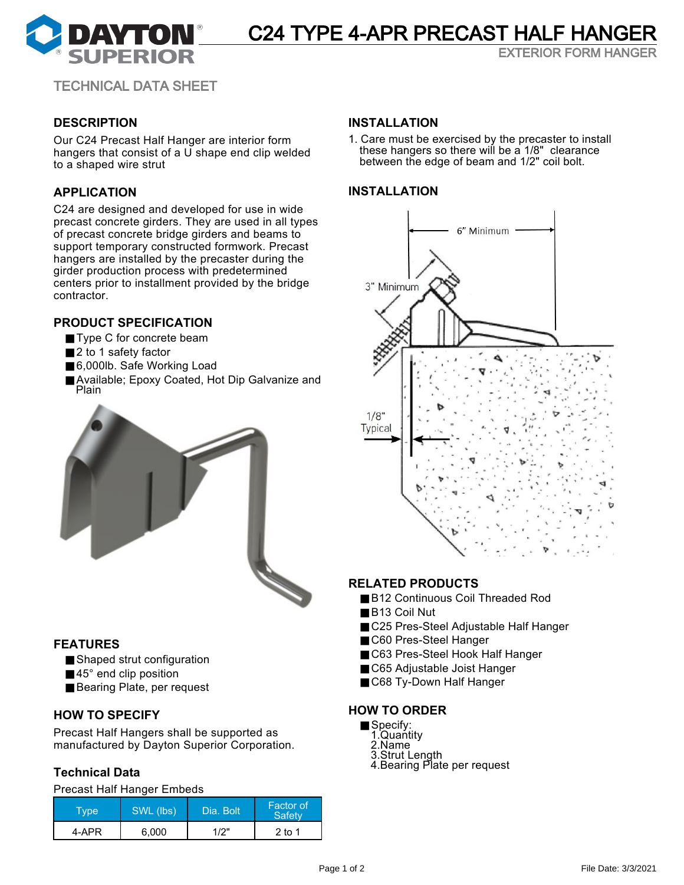# C24 TYPE 4-APR PRECAST HALF HANGER

EXTERIOR FORM HANGER

TECHNICAL DATA SHEET

## DESCRIPTION

Our C24 Precast Half Hanger are interior form hangers that consist of a U shape end clip welded to a shaped wire strut

## APPLICATION

C24 are designed and developed for use in wide precast concrete girders. They are used in all types of precast concrete bridge girders and beams to support temporary constructed formwork. Precast hangers are installed by the precaster during the girder production process with predetermined centers prior to installment provided by the bridge contractor.

## PRODUCT SPECIFICATION

- Type C for concrete beam
- 2 to 1 safety factor
- 6,000lb. Safe Working Load
- Available; Epoxy Coated, Hot Dip Galvanize and Plain

## FEATURES

- Shaped strut configuration
- 45° end clip position
- Bearing Plate, per request

## HOW TO SPECIFY

Precast Half Hangers shall be supported as manufactured by Dayton Superior Corporation.

### Technical Data

Precast Half Hanger Embeds

| Type | SWL (lbs) | Dia. Bolt | Factor of Safety |
|---|---|---|---|
| 4-APR | 6,000 | 1/2" | 2 to 1 |

## INSTALLATION

1. Care must be exercised by the precaster to install these hangers so there will be a 1/8" clearance between the edge of beam and 1/2" coil bolt.

## INSTALLATION

6" Minimum

3" Minimum

1/8" Typical

## RELATED PRODUCTS

- B12 Continuous Coil Threaded Rod
- B13 Coil Nut
- C25 Pres-Steel Adjustable Half Hanger
- C60 Pres-Steel Hanger
- C63 Pres-Steel Hook Half Hanger
- C65 Adjustable Joist Hanger
- C68 Ty-Down Half Hanger

## HOW TO ORDER

- Specify:
  1. Quantity
  2. Name
  3. Strut Length
  4. Bearing Plate per request

File Date: 3/3/2021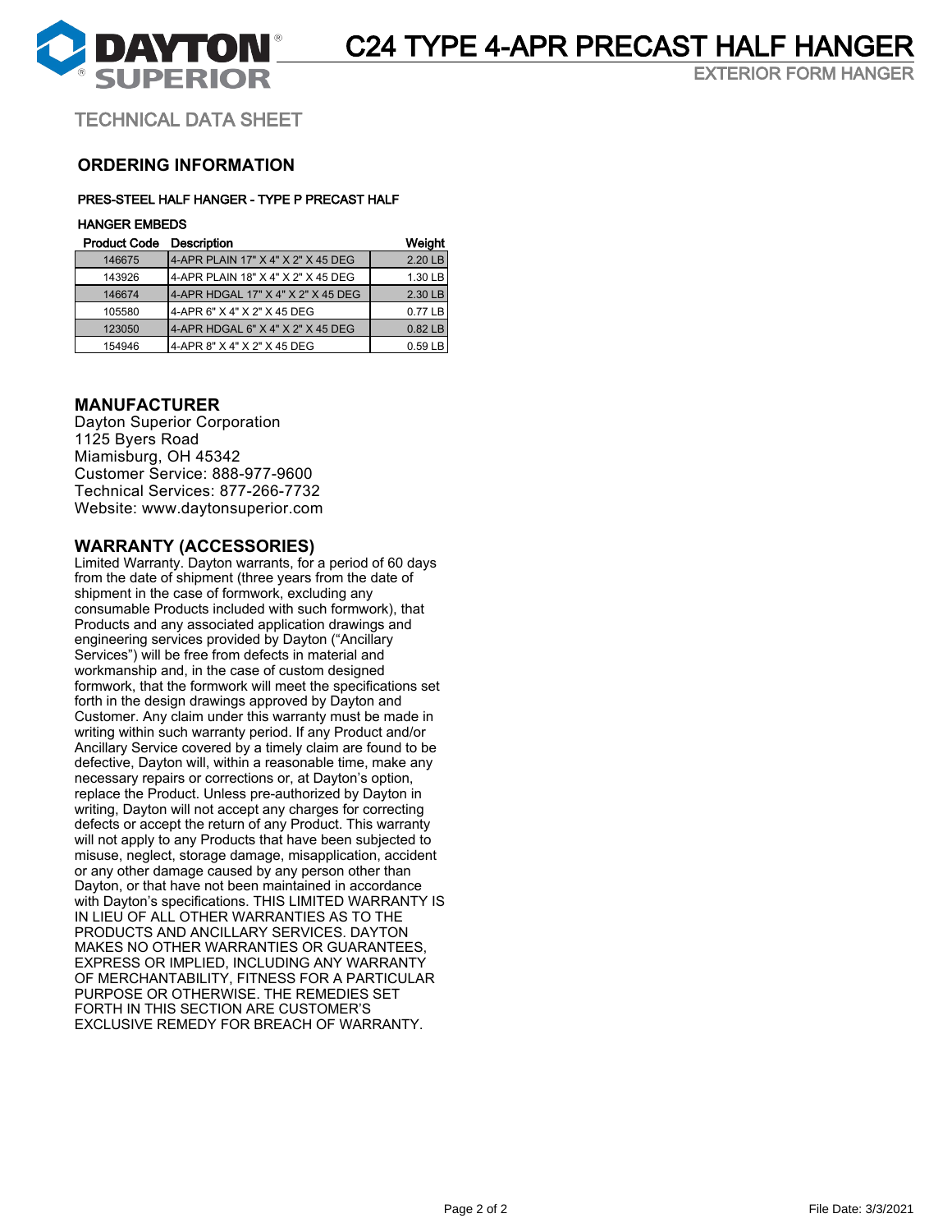# C24 TYPE 4-APR PRECAST HALF HANGER

EXTERIOR FORM HANGER

TECHNICAL DATA SHEET

## ORDERING INFORMATION

**PRES-STEEL HALF HANGER - TYPE P PRECAST HALF**

**HANGER EMBEDS**

| Product Code | Description | Weight |
|---|---|---|
| 146675 | 4-APR PLAIN 17" X 4" X 2" X 45 DEG | 2.20 LB |
| 143926 | 4-APR PLAIN 18" X 4" X 2" X 45 DEG | 1.30 LB |
| 146674 | 4-APR HDGAL 17" X 4" X 2" X 45 DEG | 2.30 LB |
| 105580 | 4-APR 6" X 4" X 2" X 45 DEG | 0.77 LB |
| 123050 | 4-APR HDGAL 6" X 4" X 2" X 45 DEG | 0.82 LB |
| 154946 | 4-APR 8" X 4" X 2" X 45 DEG | 0.59 LB |

## MANUFACTURER

Dayton Superior Corporation
1125 Byers Road
Miamisburg, OH 45342
Customer Service: 888-977-9600
Technical Services: 877-266-7732
Website: www.daytonsuperior.com

## WARRANTY (ACCESSORIES)

Limited Warranty. Dayton warrants, for a period of 60 days from the date of shipment (three years from the date of shipment in the case of formwork, excluding any consumable Products included with such formwork), that Products and any associated application drawings and engineering services provided by Dayton ("Ancillary Services") will be free from defects in material and workmanship and, in the case of custom designed formwork, that the formwork will meet the specifications set forth in the design drawings approved by Dayton and Customer. Any claim under this warranty must be made in writing within such warranty period. If any Product and/or Ancillary Service covered by a timely claim are found to be defective, Dayton will, within a reasonable time, make any necessary repairs or corrections or, at Dayton's option, replace the Product. Unless pre-authorized by Dayton in writing, Dayton will not accept any charges for correcting defects or accept the return of any Product. This warranty will not apply to any Products that have been subjected to misuse, neglect, storage damage, misapplication, accident or any other damage caused by any person other than Dayton, or that have not been maintained in accordance with Dayton's specifications. THIS LIMITED WARRANTY IS IN LIEU OF ALL OTHER WARRANTIES AS TO THE PRODUCTS AND ANCILLARY SERVICES. DAYTON MAKES NO OTHER WARRANTIES OR GUARANTEES, EXPRESS OR IMPLIED, INCLUDING ANY WARRANTY OF MERCHANTABILITY, FITNESS FOR A PARTICULAR PURPOSE OR OTHERWISE. THE REMEDIES SET FORTH IN THIS SECTION ARE CUSTOMER'S EXCLUSIVE REMEDY FOR BREACH OF WARRANTY.

File Date: 3/3/2021